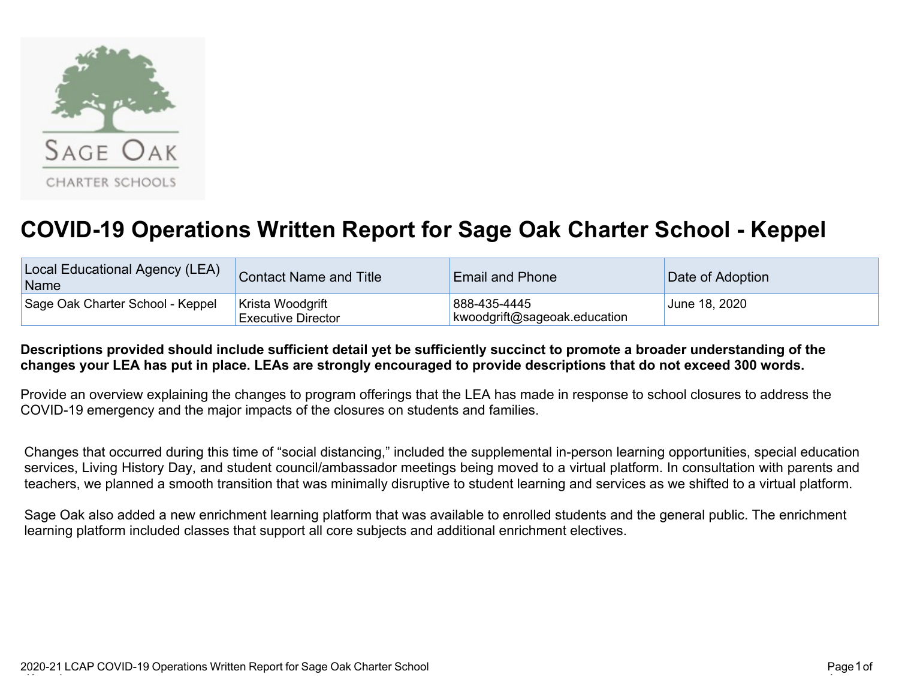# COVID-19 Operations Written Report for Sage Oak Charter School - Keppel

| Local Educational Agency (LEA) Name | Contact Name and Title | Email and Phone | Date of Adoption |
| --- | --- | --- | --- |
| Sage Oak Charter School - Keppel | Krista Woodgrift<br>Executive Director | 888-435-4445<br>kwoodgrift@sageoak.education | June 18, 2020 |

**Descriptions provided should include sufficient detail yet be sufficiently succinct to promote a broader understanding of the changes your LEA has put in place. LEAs are strongly encouraged to provide descriptions that do not exceed 300 words.**

Provide an overview explaining the changes to program offerings that the LEA has made in response to school closures to address the COVID-19 emergency and the major impacts of the closures on students and families.

Changes that occurred during this time of "social distancing," included the supplemental in-person learning opportunities, special education services, Living History Day, and student council/ambassador meetings being moved to a virtual platform. In consultation with parents and teachers, we planned a smooth transition that was minimally disruptive to student learning and services as we shifted to a virtual platform.

Sage Oak also added a new enrichment learning platform that was available to enrolled students and the general public. The enrichment learning platform included classes that support all core subjects and additional enrichment electives.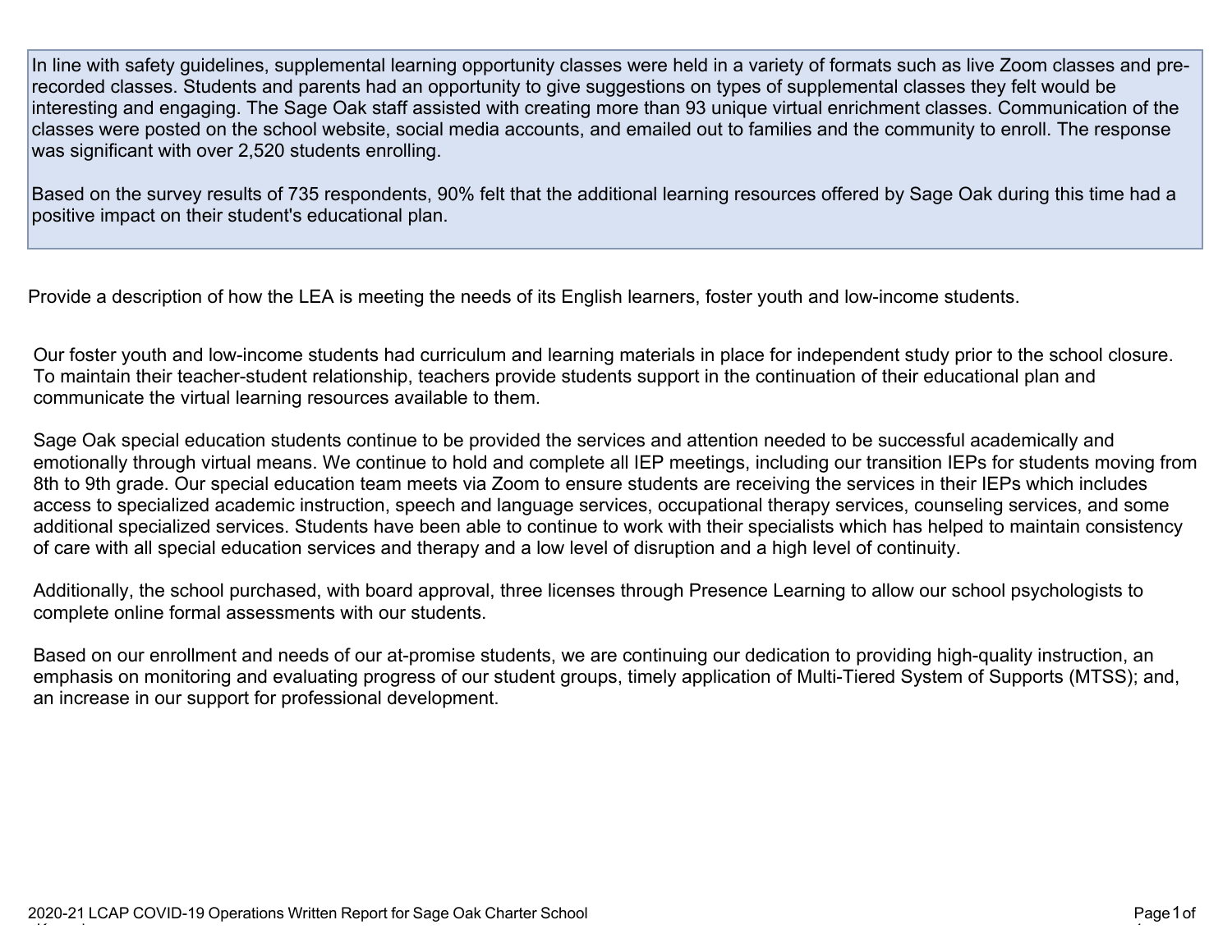In line with safety guidelines, supplemental learning opportunity classes were held in a variety of formats such as live Zoom classes and pre-recorded classes. Students and parents had an opportunity to give suggestions on types of supplemental classes they felt would be interesting and engaging. The Sage Oak staff assisted with creating more than 93 unique virtual enrichment classes. Communication of the classes were posted on the school website, social media accounts, and emailed out to families and the community to enroll. The response was significant with over 2,520 students enrolling.

Based on the survey results of 735 respondents, 90% felt that the additional learning resources offered by Sage Oak during this time had a positive impact on their student's educational plan.

Provide a description of how the LEA is meeting the needs of its English learners, foster youth and low-income students.

Our foster youth and low-income students had curriculum and learning materials in place for independent study prior to the school closure. To maintain their teacher-student relationship, teachers provide students support in the continuation of their educational plan and communicate the virtual learning resources available to them.

Sage Oak special education students continue to be provided the services and attention needed to be successful academically and emotionally through virtual means. We continue to hold and complete all IEP meetings, including our transition IEPs for students moving from 8th to 9th grade. Our special education team meets via Zoom to ensure students are receiving the services in their IEPs which includes access to specialized academic instruction, speech and language services, occupational therapy services, counseling services, and some additional specialized services. Students have been able to continue to work with their specialists which has helped to maintain consistency of care with all special education services and therapy and a low level of disruption and a high level of continuity.

Additionally, the school purchased, with board approval, three licenses through Presence Learning to allow our school psychologists to complete online formal assessments with our students.

Based on our enrollment and needs of our at-promise students, we are continuing our dedication to providing high-quality instruction, an emphasis on monitoring and evaluating progress of our student groups, timely application of Multi-Tiered System of Supports (MTSS); and, an increase in our support for professional development.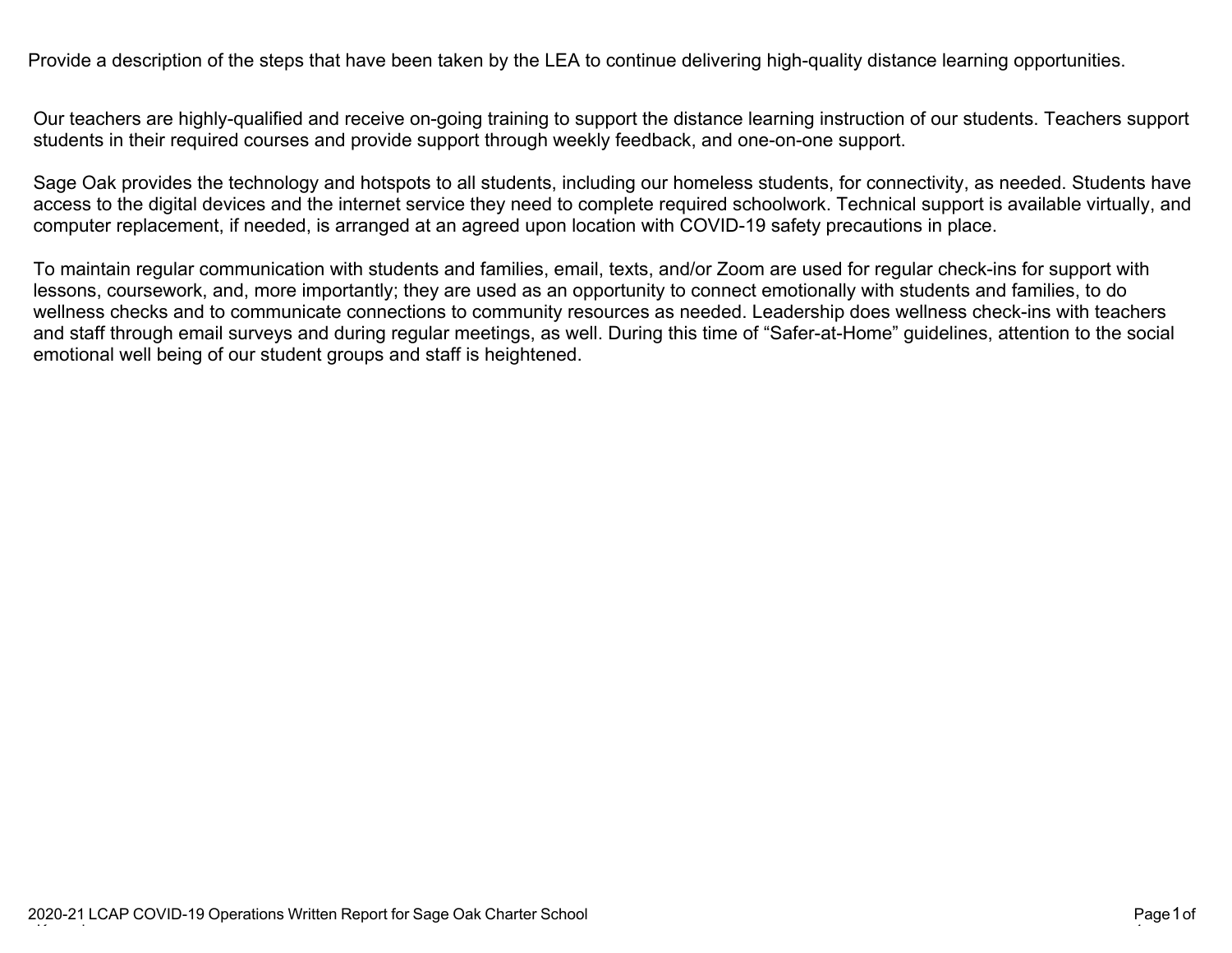Provide a description of the steps that have been taken by the LEA to continue delivering high-quality distance learning opportunities.

Our teachers are highly-qualified and receive on-going training to support the distance learning instruction of our students. Teachers support students in their required courses and provide support through weekly feedback, and one-on-one support.

Sage Oak provides the technology and hotspots to all students, including our homeless students, for connectivity, as needed. Students have access to the digital devices and the internet service they need to complete required schoolwork. Technical support is available virtually, and computer replacement, if needed, is arranged at an agreed upon location with COVID-19 safety precautions in place.

To maintain regular communication with students and families, email, texts, and/or Zoom are used for regular check-ins for support with lessons, coursework, and, more importantly; they are used as an opportunity to connect emotionally with students and families, to do wellness checks and to communicate connections to community resources as needed. Leadership does wellness check-ins with teachers and staff through email surveys and during regular meetings, as well. During this time of “Safer-at-Home” guidelines, attention to the social emotional well being of our student groups and staff is heightened.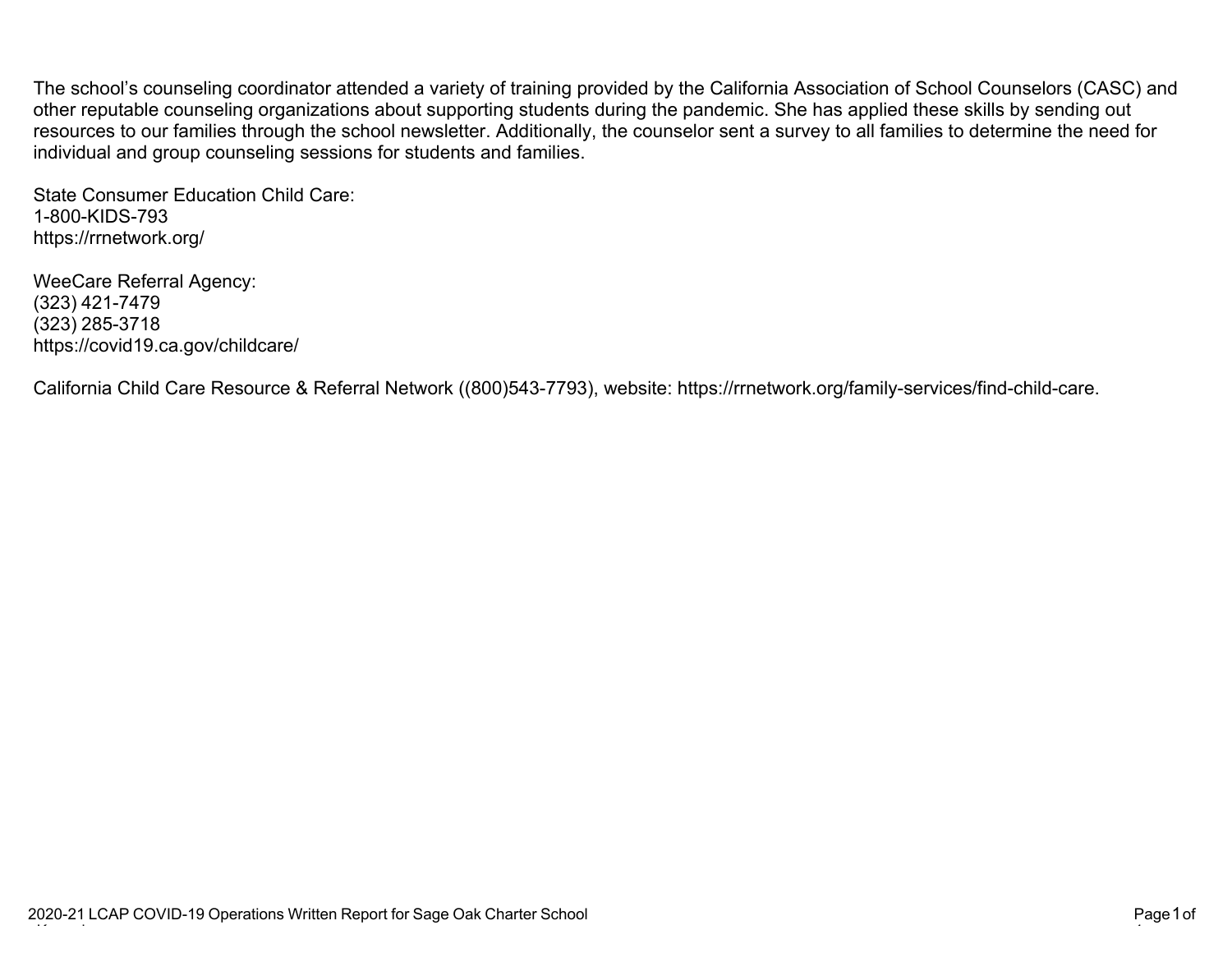The school's counseling coordinator attended a variety of training provided by the California Association of School Counselors (CASC) and other reputable counseling organizations about supporting students during the pandemic. She has applied these skills by sending out resources to our families through the school newsletter. Additionally, the counselor sent a survey to all families to determine the need for individual and group counseling sessions for students and families.

State Consumer Education Child Care:
1-800-KIDS-793
https://rrnetwork.org/

WeeCare Referral Agency:
(323) 421-7479
(323) 285-3718
https://covid19.ca.gov/childcare/

California Child Care Resource & Referral Network ((800)543-7793), website: https://rrnetwork.org/family-services/find-child-care.